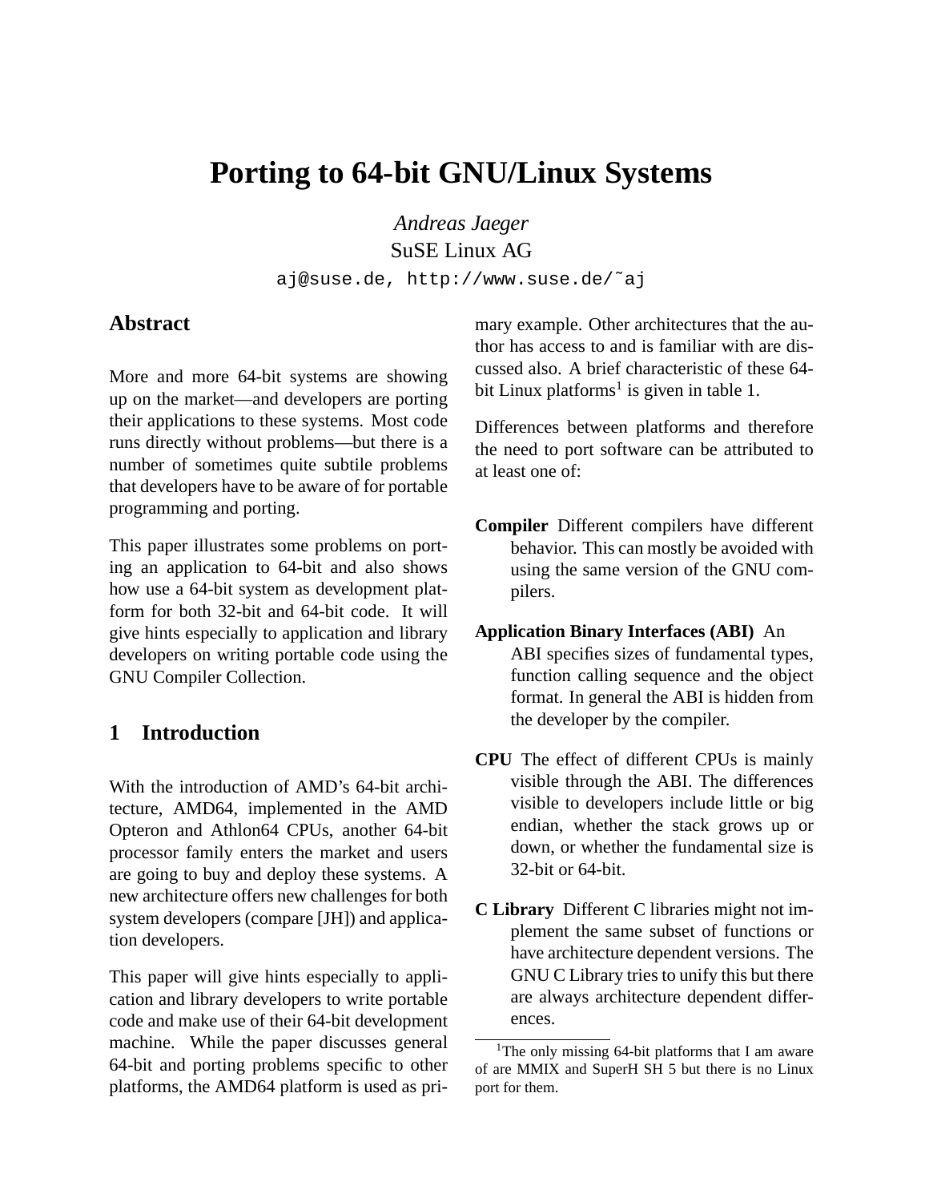# Porting to 64-bit GNU/Linux Systems

*Andreas Jaeger*
SuSE Linux AG
aj@suse.de, http://www.suse.de/˜aj

## Abstract

More and more 64-bit systems are showing up on the market—and developers are porting their applications to these systems. Most code runs directly without problems—but there is a number of sometimes quite subtile problems that developers have to be aware of for portable programming and porting.

This paper illustrates some problems on porting an application to 64-bit and also shows how use a 64-bit system as development platform for both 32-bit and 64-bit code. It will give hints especially to application and library developers on writing portable code using the GNU Compiler Collection.

## 1 Introduction

With the introduction of AMD's 64-bit architecture, AMD64, implemented in the AMD Opteron and Athlon64 CPUs, another 64-bit processor family enters the market and users are going to buy and deploy these systems. A new architecture offers new challenges for both system developers (compare [JH]) and application developers.

This paper will give hints especially to application and library developers to write portable code and make use of their 64-bit development machine. While the paper discusses general 64-bit and porting problems specific to other platforms, the AMD64 platform is used as primary example. Other architectures that the author has access to and is familiar with are discussed also. A brief characteristic of these 64-bit Linux platforms[1] is given in table 1.

Differences between platforms and therefore the need to port software can be attributed to at least one of:

**Compiler** Different compilers have different behavior. This can mostly be avoided with using the same version of the GNU compilers.

**Application Binary Interfaces (ABI)** An ABI specifies sizes of fundamental types, function calling sequence and the object format. In general the ABI is hidden from the developer by the compiler.

**CPU** The effect of different CPUs is mainly visible through the ABI. The differences visible to developers include little or big endian, whether the stack grows up or down, or whether the fundamental size is 32-bit or 64-bit.

**C Library** Different C libraries might not implement the same subset of functions or have architecture dependent versions. The GNU C Library tries to unify this but there are always architecture dependent differences.

[1] The only missing 64-bit platforms that I am aware of are MMIX and SuperH SH 5 but there is no Linux port for them.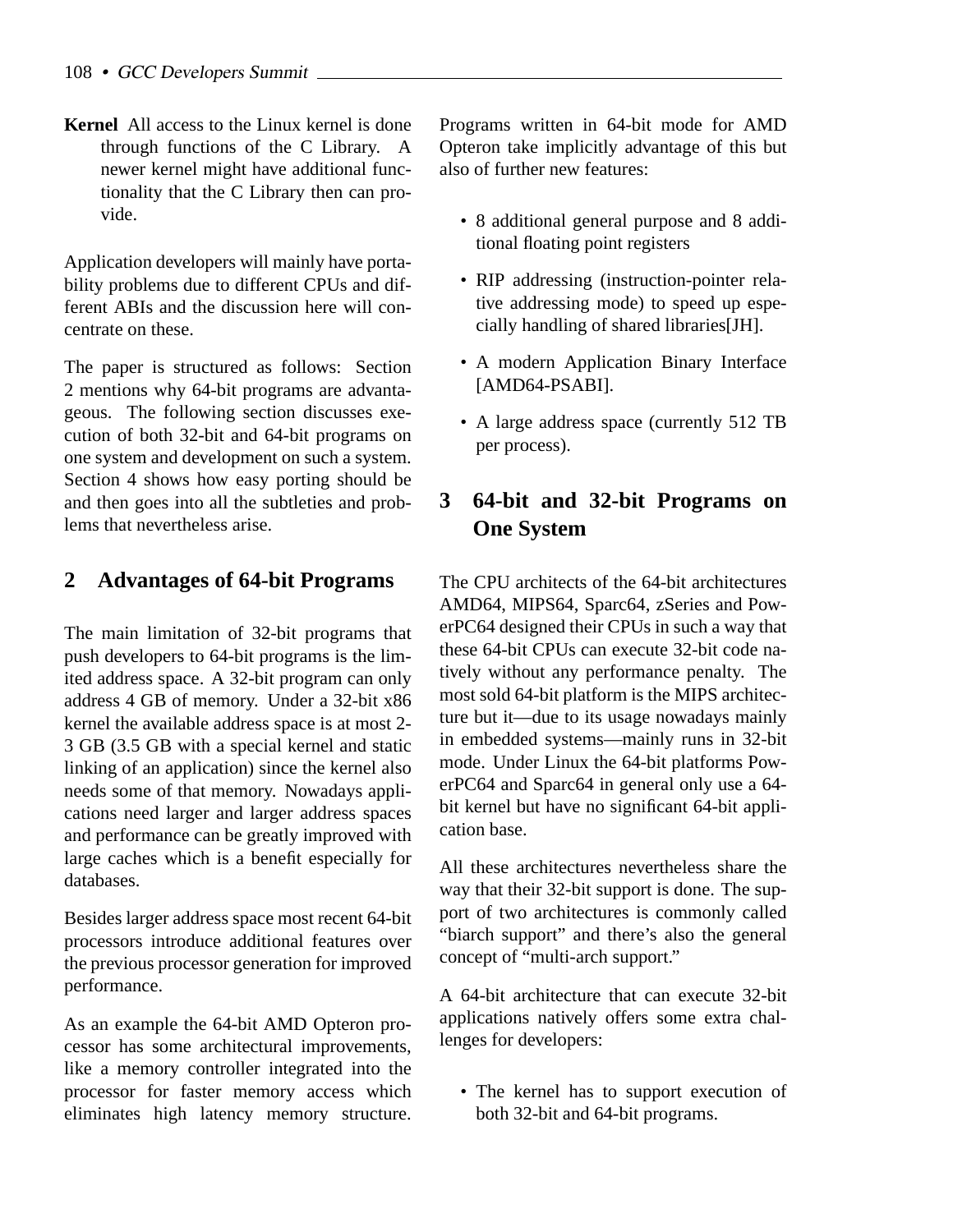**Kernel** All access to the Linux kernel is done through functions of the C Library. A newer kernel might have additional functionality that the C Library then can provide.

Application developers will mainly have portability problems due to different CPUs and different ABIs and the discussion here will concentrate on these.

The paper is structured as follows: Section 2 mentions why 64-bit programs are advantageous. The following section discusses execution of both 32-bit and 64-bit programs on one system and development on such a system. Section 4 shows how easy porting should be and then goes into all the subtleties and problems that nevertheless arise.

## 2 Advantages of 64-bit Programs

The main limitation of 32-bit programs that push developers to 64-bit programs is the limited address space. A 32-bit program can only address 4 GB of memory. Under a 32-bit x86 kernel the available address space is at most 2-3 GB (3.5 GB with a special kernel and static linking of an application) since the kernel also needs some of that memory. Nowadays applications need larger and larger address spaces and performance can be greatly improved with large caches which is a benefit especially for databases.

Besides larger address space most recent 64-bit processors introduce additional features over the previous processor generation for improved performance.

As an example the 64-bit AMD Opteron processor has some architectural improvements, like a memory controller integrated into the processor for faster memory access which eliminates high latency memory structure. Programs written in 64-bit mode for AMD Opteron take implicitly advantage of this but also of further new features:

- 8 additional general purpose and 8 additional floating point registers
- RIP addressing (instruction-pointer relative addressing mode) to speed up especially handling of shared libraries[JH].
- A modern Application Binary Interface [AMD64-PSABI].
- A large address space (currently 512 TB per process).

## 3 64-bit and 32-bit Programs on One System

The CPU architects of the 64-bit architectures AMD64, MIPS64, Sparc64, zSeries and PowerPC64 designed their CPUs in such a way that these 64-bit CPUs can execute 32-bit code natively without any performance penalty. The most sold 64-bit platform is the MIPS architecture but it—due to its usage nowadays mainly in embedded systems—mainly runs in 32-bit mode. Under Linux the 64-bit platforms PowerPC64 and Sparc64 in general only use a 64-bit kernel but have no significant 64-bit application base.

All these architectures nevertheless share the way that their 32-bit support is done. The support of two architectures is commonly called "biarch support" and there's also the general concept of "multi-arch support."

A 64-bit architecture that can execute 32-bit applications natively offers some extra challenges for developers:

- The kernel has to support execution of both 32-bit and 64-bit programs.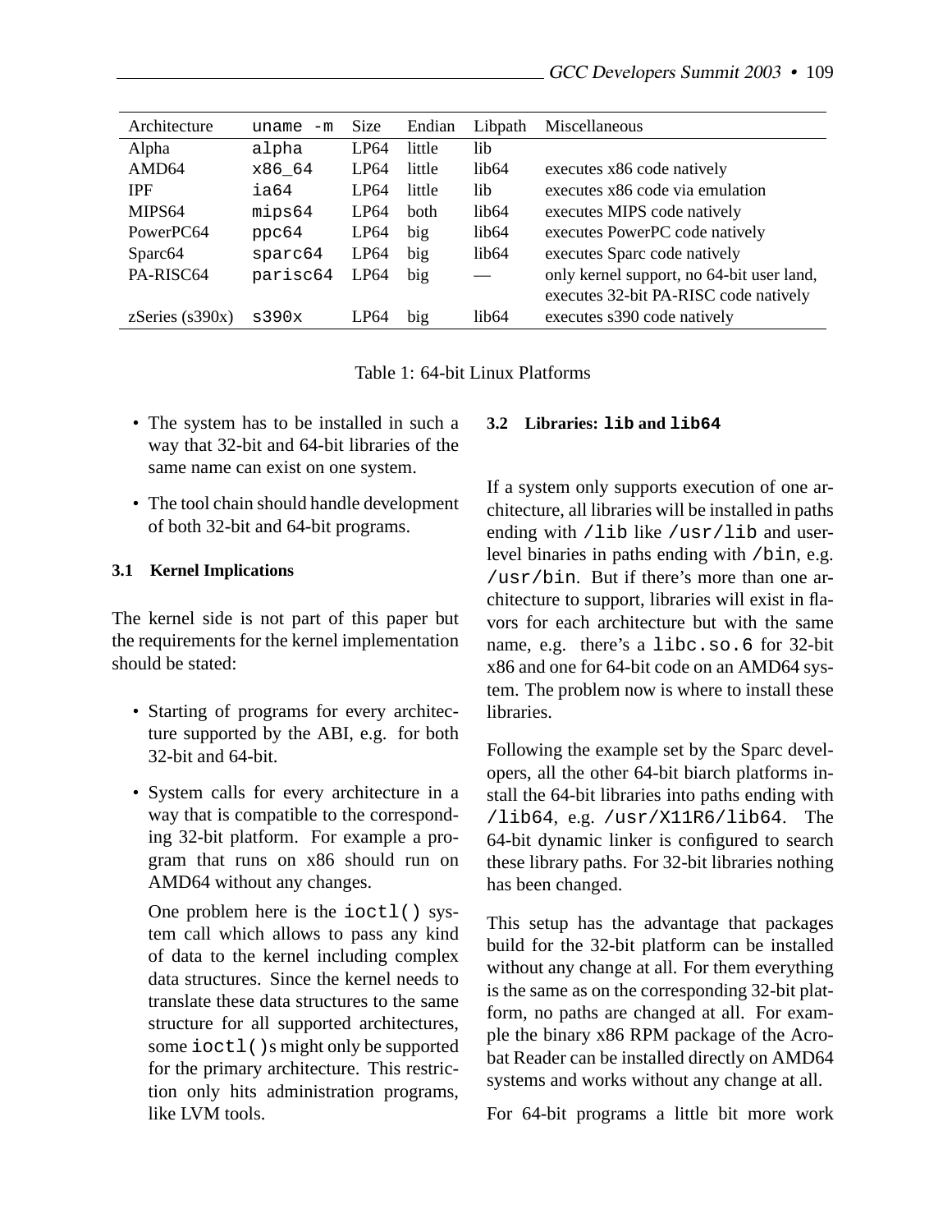| Architecture | `uname -m` | Size | Endian | Libpath | Miscellaneous |
|---|---|---|---|---|---|
| Alpha | `alpha` | LP64 | little | lib | |
| AMD64 | `x86_64` | LP64 | little | lib64 | executes x86 code natively |
| IPF | `ia64` | LP64 | little | lib | executes x86 code via emulation |
| MIPS64 | `mips64` | LP64 | both | lib64 | executes MIPS code natively |
| PowerPC64 | `ppc64` | LP64 | big | lib64 | executes PowerPC code natively |
| Sparc64 | `sparc64` | LP64 | big | lib64 | executes Sparc code natively |
| PA-RISC64 | `parisc64` | LP64 | big | — | only kernel support, no 64-bit user land, executes 32-bit PA-RISC code natively |
| zSeries (s390x) | `s390x` | LP64 | big | lib64 | executes s390 code natively |

Table 1: 64-bit Linux Platforms

- The system has to be installed in such a way that 32-bit and 64-bit libraries of the same name can exist on one system.
- The tool chain should handle development of both 32-bit and 64-bit programs.

### 3.1 Kernel Implications

The kernel side is not part of this paper but the requirements for the kernel implementation should be stated:

- Starting of programs for every architecture supported by the ABI, e.g. for both 32-bit and 64-bit.
- System calls for every architecture in a way that is compatible to the corresponding 32-bit platform. For example a program that runs on x86 should run on AMD64 without any changes.

  One problem here is the `ioctl()` system call which allows to pass any kind of data to the kernel including complex data structures. Since the kernel needs to translate these data structures to the same structure for all supported architectures, some `ioctl()`s might only be supported for the primary architecture. This restriction only hits administration programs, like LVM tools.

### 3.2 Libraries: `lib` and `lib64`

If a system only supports execution of one architecture, all libraries will be installed in paths ending with `/lib` like `/usr/lib` and user-level binaries in paths ending with `/bin`, e.g. `/usr/bin`. But if there's more than one architecture to support, libraries will exist in flavors for each architecture but with the same name, e.g. there's a `libc.so.6` for 32-bit x86 and one for 64-bit code on an AMD64 system. The problem now is where to install these libraries.

Following the example set by the Sparc developers, all the other 64-bit biarch platforms install the 64-bit libraries into paths ending with `/lib64`, e.g. `/usr/X11R6/lib64`. The 64-bit dynamic linker is configured to search these library paths. For 32-bit libraries nothing has been changed.

This setup has the advantage that packages build for the 32-bit platform can be installed without any change at all. For them everything is the same as on the corresponding 32-bit platform, no paths are changed at all. For example the binary x86 RPM package of the Acrobat Reader can be installed directly on AMD64 systems and works without any change at all.

For 64-bit programs a little bit more work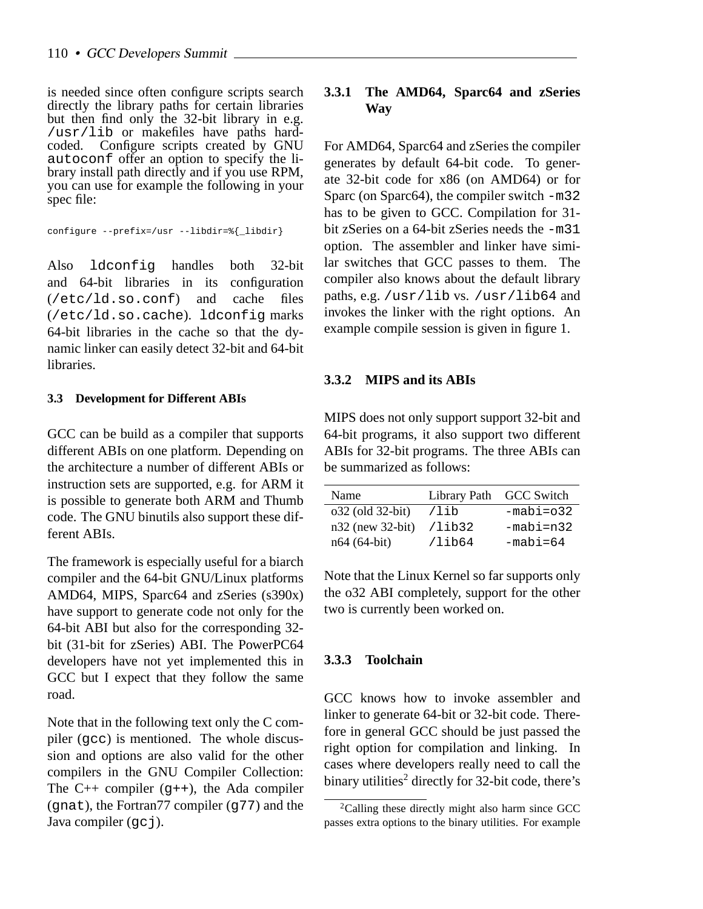is needed since often configure scripts search directly the library paths for certain libraries but then find only the 32-bit library in e.g. `/usr/lib` or makefiles have paths hard-coded. Configure scripts created by GNU `autoconf` offer an option to specify the library install path directly and if you use RPM, you can use for example the following in your spec file:

```
configure --prefix=/usr --libdir=%{_libdir}
```

Also `ldconfig` handles both 32-bit and 64-bit libraries in its configuration (`/etc/ld.so.conf`) and cache files (`/etc/ld.so.cache`). `ldconfig` marks 64-bit libraries in the cache so that the dynamic linker can easily detect 32-bit and 64-bit libraries.

### 3.3 Development for Different ABIs

GCC can be build as a compiler that supports different ABIs on one platform. Depending on the architecture a number of different ABIs or instruction sets are supported, e.g. for ARM it is possible to generate both ARM and Thumb code. The GNU binutils also support these different ABIs.

The framework is especially useful for a biarch compiler and the 64-bit GNU/Linux platforms AMD64, MIPS, Sparc64 and zSeries (s390x) have support to generate code not only for the 64-bit ABI but also for the corresponding 32-bit (31-bit for zSeries) ABI. The PowerPC64 developers have not yet implemented this in GCC but I expect that they follow the same road.

Note that in the following text only the C compiler (`gcc`) is mentioned. The whole discussion and options are also valid for the other compilers in the GNU Compiler Collection: The C++ compiler (`g++`), the Ada compiler (`gnat`), the Fortran77 compiler (`g77`) and the Java compiler (`gcj`).

#### 3.3.1 The AMD64, Sparc64 and zSeries Way

For AMD64, Sparc64 and zSeries the compiler generates by default 64-bit code. To generate 32-bit code for x86 (on AMD64) or for Sparc (on Sparc64), the compiler switch `-m32` has to be given to GCC. Compilation for 31-bit zSeries on a 64-bit zSeries needs the `-m31` option. The assembler and linker have similar switches that GCC passes to them. The compiler also knows about the default library paths, e.g. `/usr/lib` vs. `/usr/lib64` and invokes the linker with the right options. An example compile session is given in figure 1.

#### 3.3.2 MIPS and its ABIs

MIPS does not only support support 32-bit and 64-bit programs, it also support two different ABIs for 32-bit programs. The three ABIs can be summarized as follows:

| Name | Library Path | GCC Switch |
|---|---|---|
| o32 (old 32-bit) | `/lib` | `-mabi=o32` |
| n32 (new 32-bit) | `/lib32` | `-mabi=n32` |
| n64 (64-bit) | `/lib64` | `-mabi=64` |

Note that the Linux Kernel so far supports only the o32 ABI completely, support for the other two is currently been worked on.

#### 3.3.3 Toolchain

GCC knows how to invoke assembler and linker to generate 64-bit or 32-bit code. Therefore in general GCC should be just passed the right option for compilation and linking. In cases where developers really need to call the binary utilities[2] directly for 32-bit code, there's

[2]Calling these directly might also harm since GCC passes extra options to the binary utilities. For example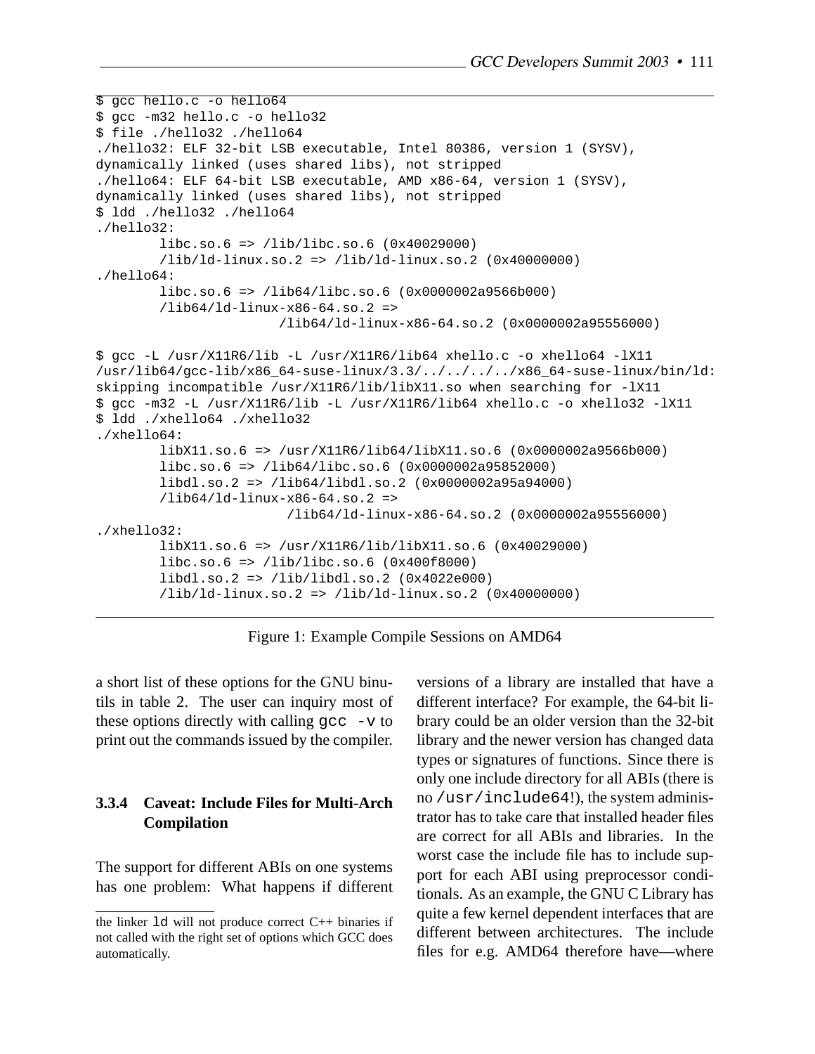```
$ gcc hello.c -o hello64
$ gcc -m32 hello.c -o hello32
$ file ./hello32 ./hello64
./hello32: ELF 32-bit LSB executable, Intel 80386, version 1 (SYSV),
dynamically linked (uses shared libs), not stripped
./hello64: ELF 64-bit LSB executable, AMD x86-64, version 1 (SYSV),
dynamically linked (uses shared libs), not stripped
$ ldd ./hello32 ./hello64
./hello32:
        libc.so.6 => /lib/libc.so.6 (0x40029000)
        /lib/ld-linux.so.2 => /lib/ld-linux.so.2 (0x40000000)
./hello64:
        libc.so.6 => /lib64/libc.so.6 (0x0000002a9566b000)
        /lib64/ld-linux-x86-64.so.2 =>
                      /lib64/ld-linux-x86-64.so.2 (0x0000002a95556000)

$ gcc -L /usr/X11R6/lib -L /usr/X11R6/lib64 xhello.c -o xhello64 -lX11
/usr/lib64/gcc-lib/x86_64-suse-linux/3.3/../../../../x86_64-suse-linux/bin/ld:
skipping incompatible /usr/X11R6/lib/libX11.so when searching for -lX11
$ gcc -m32 -L /usr/X11R6/lib -L /usr/X11R6/lib64 xhello.c -o xhello32 -lX11
$ ldd ./xhello64 ./xhello32
./xhello64:
        libX11.so.6 => /usr/X11R6/lib64/libX11.so.6 (0x0000002a9566b000)
        libc.so.6 => /lib64/libc.so.6 (0x0000002a95852000)
        libdl.so.2 => /lib64/libdl.so.2 (0x0000002a95a94000)
        /lib64/ld-linux-x86-64.so.2 =>
                       /lib64/ld-linux-x86-64.so.2 (0x0000002a95556000)
./xhello32:
        libX11.so.6 => /usr/X11R6/lib/libX11.so.6 (0x40029000)
        libc.so.6 => /lib/libc.so.6 (0x400f8000)
        libdl.so.2 => /lib/libdl.so.2 (0x4022e000)
        /lib/ld-linux.so.2 => /lib/ld-linux.so.2 (0x40000000)
```

Figure 1: Example Compile Sessions on AMD64

a short list of these options for the GNU binutils in table 2. The user can inquiry most of these options directly with calling `gcc -v` to print out the commands issued by the compiler.

#### 3.3.4 Caveat: Include Files for Multi-Arch Compilation

The support for different ABIs on one systems has one problem: What happens if different versions of a library are installed that have a different interface? For example, the 64-bit library could be an older version than the 32-bit library and the newer version has changed data types or signatures of functions. Since there is only one include directory for all ABIs (there is no `/usr/include64`!), the system administrator has to take care that installed header files are correct for all ABIs and libraries. In the worst case the include file has to include support for each ABI using preprocessor conditionals. As an example, the GNU C Library has quite a few kernel dependent interfaces that are different between architectures. The include files for e.g. AMD64 therefore have—where

the linker `ld` will not produce correct C++ binaries if not called with the right set of options which GCC does automatically.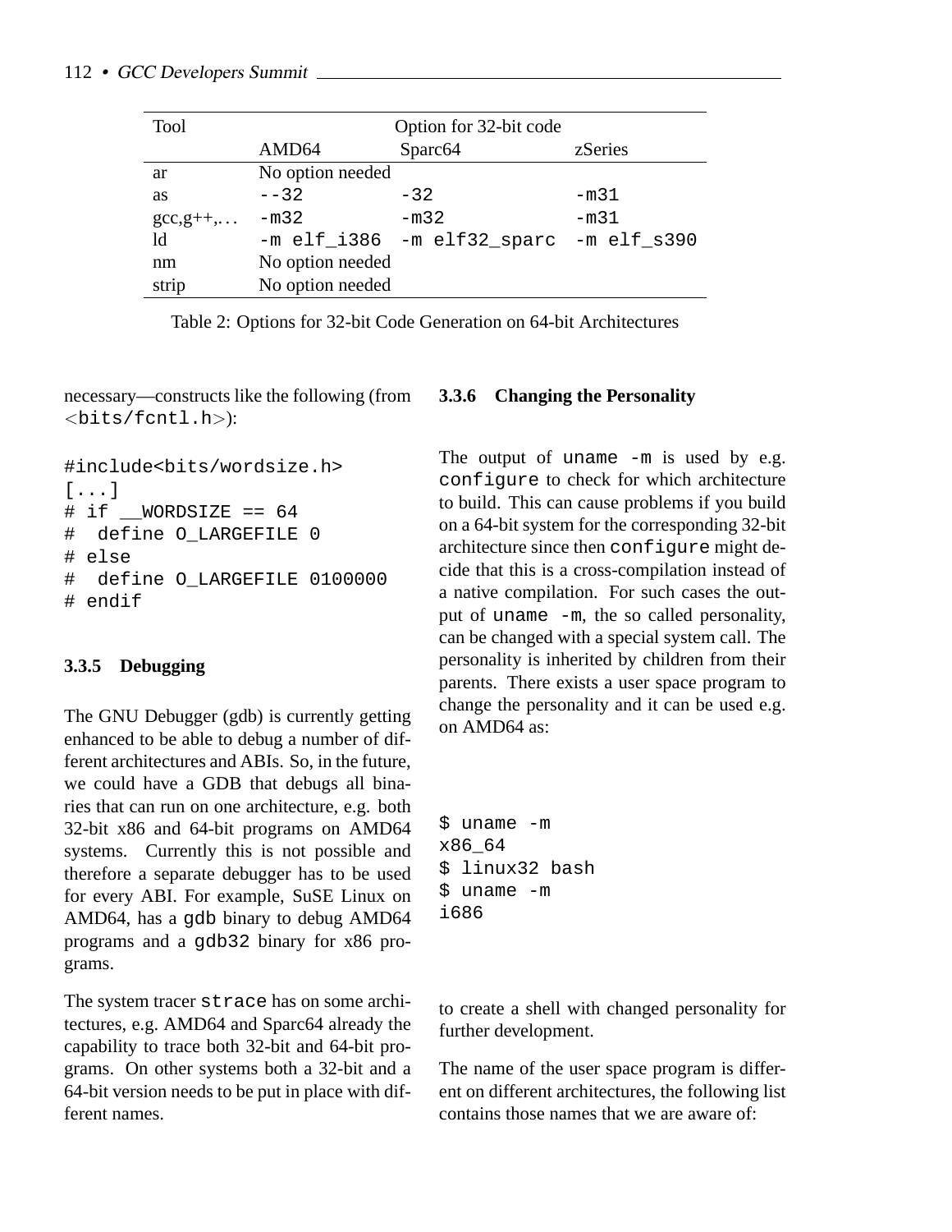| Tool | Option for 32-bit code | | |
| --- | --- | --- | --- |
| | AMD64 | Sparc64 | zSeries |
| ar | No option needed | | |
| as | `--32` | `-32` | `-m31` |
| gcc,g++,… | `-m32` | `-m32` | `-m31` |
| ld | `-m elf_i386` | `-m elf32_sparc` | `-m elf_s390` |
| nm | No option needed | | |
| strip | No option needed | | |

Table 2: Options for 32-bit Code Generation on 64-bit Architectures

necessary—constructs like the following (from <`bits/fcntl.h`>):

```
#include<bits/wordsize.h>
[...]
# if __WORDSIZE == 64
#  define O_LARGEFILE 0
# else
#  define O_LARGEFILE 0100000
# endif
```

#### 3.3.5 Debugging

The GNU Debugger (gdb) is currently getting enhanced to be able to debug a number of different architectures and ABIs. So, in the future, we could have a GDB that debugs all binaries that can run on one architecture, e.g. both 32-bit x86 and 64-bit programs on AMD64 systems. Currently this is not possible and therefore a separate debugger has to be used for every ABI. For example, SuSE Linux on AMD64, has a `gdb` binary to debug AMD64 programs and a `gdb32` binary for x86 programs.

The system tracer `strace` has on some architectures, e.g. AMD64 and Sparc64 already the capability to trace both 32-bit and 64-bit programs. On other systems both a 32-bit and a 64-bit version needs to be put in place with different names.

#### 3.3.6 Changing the Personality

The output of `uname -m` is used by e.g. `configure` to check for which architecture to build. This can cause problems if you build on a 64-bit system for the corresponding 32-bit architecture since then `configure` might decide that this is a cross-compilation instead of a native compilation. For such cases the output of `uname -m`, the so called personality, can be changed with a special system call. The personality is inherited by children from their parents. There exists a user space program to change the personality and it can be used e.g. on AMD64 as:

```
$ uname -m
x86_64
$ linux32 bash
$ uname -m
i686
```

to create a shell with changed personality for further development.

The name of the user space program is different on different architectures, the following list contains those names that we are aware of: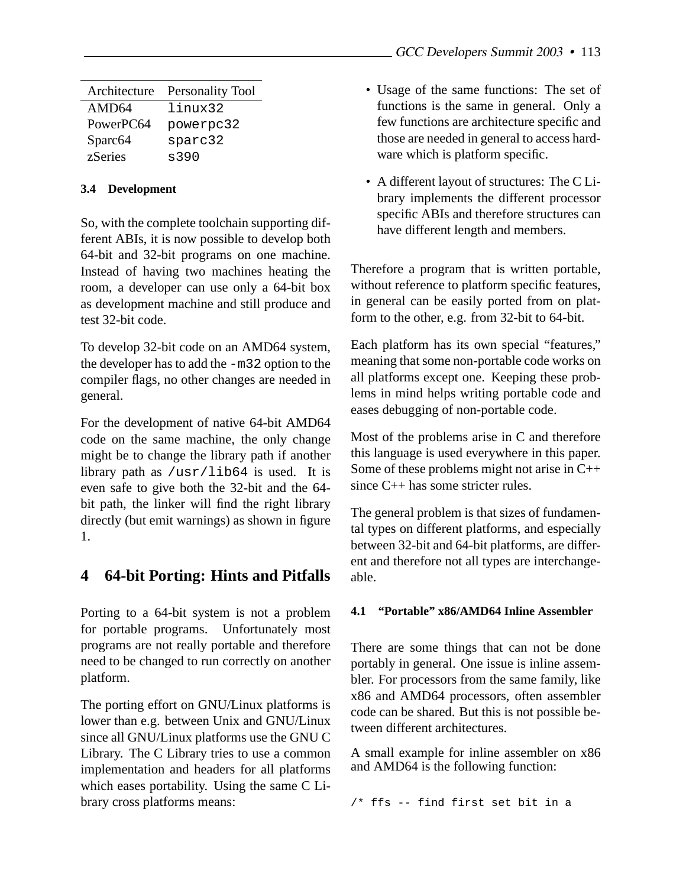| Architecture | Personality Tool |
| --- | --- |
| AMD64 | `linux32` |
| PowerPC64 | `powerpc32` |
| Sparc64 | `sparc32` |
| zSeries | `s390` |

### 3.4 Development

So, with the complete toolchain supporting different ABIs, it is now possible to develop both 64-bit and 32-bit programs on one machine. Instead of having two machines heating the room, a developer can use only a 64-bit box as development machine and still produce and test 32-bit code.

To develop 32-bit code on an AMD64 system, the developer has to add the `-m32` option to the compiler flags, no other changes are needed in general.

For the development of native 64-bit AMD64 code on the same machine, the only change might be to change the library path if another library path as `/usr/lib64` is used. It is even safe to give both the 32-bit and the 64-bit path, the linker will find the right library directly (but emit warnings) as shown in figure 1.

## 4 64-bit Porting: Hints and Pitfalls

Porting to a 64-bit system is not a problem for portable programs. Unfortunately most programs are not really portable and therefore need to be changed to run correctly on another platform.

The porting effort on GNU/Linux platforms is lower than e.g. between Unix and GNU/Linux since all GNU/Linux platforms use the GNU C Library. The C Library tries to use a common implementation and headers for all platforms which eases portability. Using the same C Library cross platforms means:

- Usage of the same functions: The set of functions is the same in general. Only a few functions are architecture specific and those are needed in general to access hardware which is platform specific.
- A different layout of structures: The C Library implements the different processor specific ABIs and therefore structures can have different length and members.

Therefore a program that is written portable, without reference to platform specific features, in general can be easily ported from on platform to the other, e.g. from 32-bit to 64-bit.

Each platform has its own special "features," meaning that some non-portable code works on all platforms except one. Keeping these problems in mind helps writing portable code and eases debugging of non-portable code.

Most of the problems arise in C and therefore this language is used everywhere in this paper. Some of these problems might not arise in C++ since C++ has some stricter rules.

The general problem is that sizes of fundamental types on different platforms, and especially between 32-bit and 64-bit platforms, are different and therefore not all types are interchangeable.

### 4.1 "Portable" x86/AMD64 Inline Assembler

There are some things that can not be done portably in general. One issue is inline assembler. For processors from the same family, like x86 and AMD64 processors, often assembler code can be shared. But this is not possible between different architectures.

A small example for inline assembler on x86 and AMD64 is the following function:

```
/* ffs -- find first set bit in a
```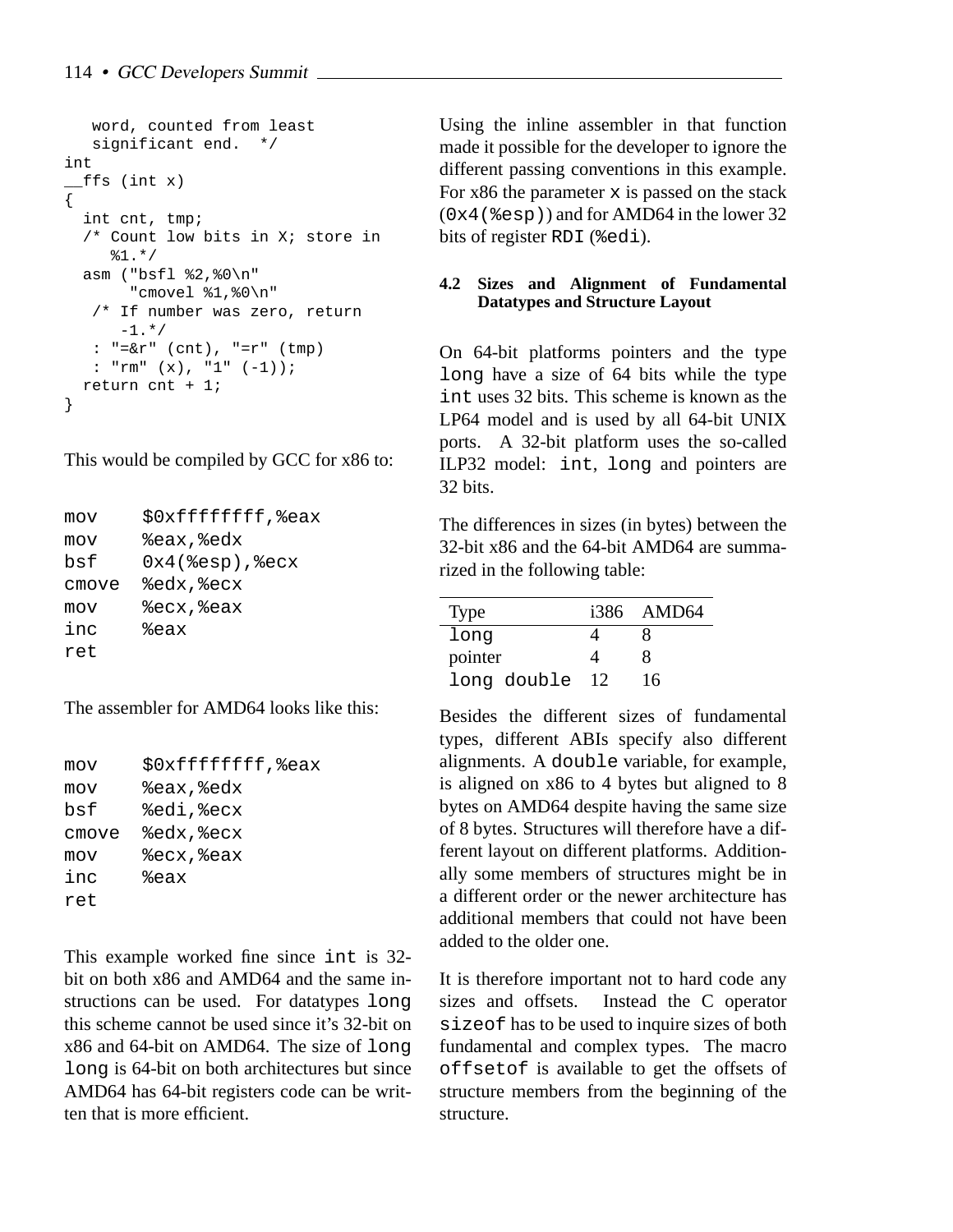```
   word, counted from least
   significant end.  */
int
__ffs (int x)
{
  int cnt, tmp;
  /* Count low bits in X; store in
     %1.*/
  asm ("bsfl %2,%0\n"
       "cmovel %1,%0\n"
   /* If number was zero, return
      -1.*/
   : "=&r" (cnt), "=r" (tmp)
   : "rm" (x), "1" (-1));
  return cnt + 1;
}
```

This would be compiled by GCC for x86 to:

```
mov     $0xffffffff,%eax
mov     %eax,%edx
bsf     0x4(%esp),%ecx
cmove   %edx,%ecx
mov     %ecx,%eax
inc     %eax
ret
```

The assembler for AMD64 looks like this:

```
mov     $0xffffffff,%eax
mov     %eax,%edx
bsf     %edi,%ecx
cmove   %edx,%ecx
mov     %ecx,%eax
inc     %eax
ret
```

This example worked fine since `int` is 32-bit on both x86 and AMD64 and the same instructions can be used. For datatypes `long` this scheme cannot be used since it's 32-bit on x86 and 64-bit on AMD64. The size of `long long` is 64-bit on both architectures but since AMD64 has 64-bit registers code can be written that is more efficient.

Using the inline assembler in that function made it possible for the developer to ignore the different passing conventions in this example. For x86 the parameter `x` is passed on the stack (`0x4(%esp)`) and for AMD64 in the lower 32 bits of register `RDI` (`%edi`).

### 4.2 Sizes and Alignment of Fundamental Datatypes and Structure Layout

On 64-bit platforms pointers and the type `long` have a size of 64 bits while the type `int` uses 32 bits. This scheme is known as the LP64 model and is used by all 64-bit UNIX ports. A 32-bit platform uses the so-called ILP32 model: `int`, `long` and pointers are 32 bits.

The differences in sizes (in bytes) between the 32-bit x86 and the 64-bit AMD64 are summarized in the following table:

| Type | i386 | AMD64 |
|---|---|---|
| `long` | 4 | 8 |
| pointer | 4 | 8 |
| `long double` | 12 | 16 |

Besides the different sizes of fundamental types, different ABIs specify also different alignments. A `double` variable, for example, is aligned on x86 to 4 bytes but aligned to 8 bytes on AMD64 despite having the same size of 8 bytes. Structures will therefore have a different layout on different platforms. Additionally some members of structures might be in a different order or the newer architecture has additional members that could not have been added to the older one.

It is therefore important not to hard code any sizes and offsets. Instead the C operator `sizeof` has to be used to inquire sizes of both fundamental and complex types. The macro `offsetof` is available to get the offsets of structure members from the beginning of the structure.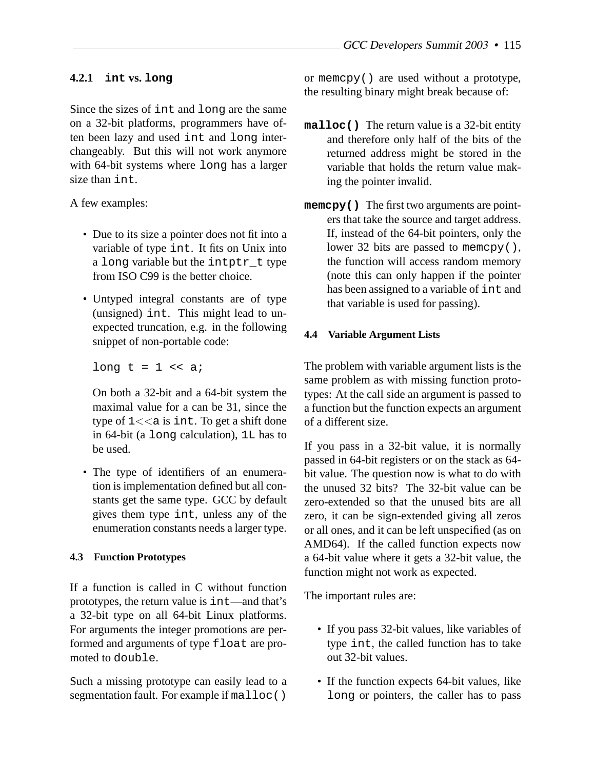#### 4.2.1 `int` vs. `long`

Since the sizes of `int` and `long` are the same on a 32-bit platforms, programmers have often been lazy and used `int` and `long` interchangeably. But this will not work anymore with 64-bit systems where `long` has a larger size than `int`.

A few examples:

- Due to its size a pointer does not fit into a variable of type `int`. It fits on Unix into a `long` variable but the `intptr_t` type from ISO C99 is the better choice.
- Untyped integral constants are of type (unsigned) `int`. This might lead to unexpected truncation, e.g. in the following snippet of non-portable code:

  ```
  long t = 1 << a;
  ```

  On both a 32-bit and a 64-bit system the maximal value for a can be 31, since the type of `1<<a` is `int`. To get a shift done in 64-bit (a `long` calculation), `1L` has to be used.
- The type of identifiers of an enumeration is implementation defined but all constants get the same type. GCC by default gives them type `int`, unless any of the enumeration constants needs a larger type.

### 4.3 Function Prototypes

If a function is called in C without function prototypes, the return value is `int`—and that's a 32-bit type on all 64-bit Linux platforms. For arguments the integer promotions are performed and arguments of type `float` are promoted to `double`.

Such a missing prototype can easily lead to a segmentation fault. For example if `malloc()` or `memcpy()` are used without a prototype, the resulting binary might break because of:

**`malloc()`** The return value is a 32-bit entity and therefore only half of the bits of the returned address might be stored in the variable that holds the return value making the pointer invalid.

**`memcpy()`** The first two arguments are pointers that take the source and target address. If, instead of the 64-bit pointers, only the lower 32 bits are passed to `memcpy()`, the function will access random memory (note this can only happen if the pointer has been assigned to a variable of `int` and that variable is used for passing).

### 4.4 Variable Argument Lists

The problem with variable argument lists is the same problem as with missing function prototypes: At the call side an argument is passed to a function but the function expects an argument of a different size.

If you pass in a 32-bit value, it is normally passed in 64-bit registers or on the stack as 64-bit value. The question now is what to do with the unused 32 bits? The 32-bit value can be zero-extended so that the unused bits are all zero, it can be sign-extended giving all zeros or all ones, and it can be left unspecified (as on AMD64). If the called function expects now a 64-bit value where it gets a 32-bit value, the function might not work as expected.

The important rules are:

- If you pass 32-bit values, like variables of type `int`, the called function has to take out 32-bit values.
- If the function expects 64-bit values, like `long` or pointers, the caller has to pass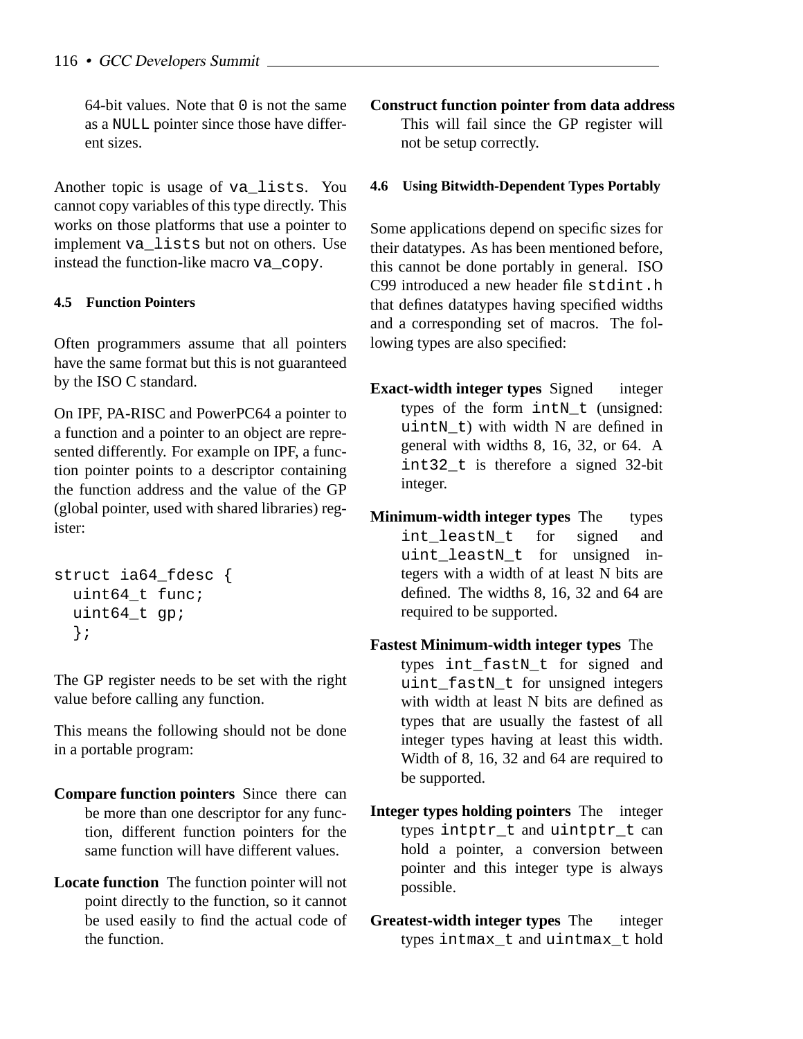64-bit values. Note that `0` is not the same as a `NULL` pointer since those have different sizes.

Another topic is usage of `va_lists`. You cannot copy variables of this type directly. This works on those platforms that use a pointer to implement `va_lists` but not on others. Use instead the function-like macro `va_copy`.

### 4.5 Function Pointers

Often programmers assume that all pointers have the same format but this is not guaranteed by the ISO C standard.

On IPF, PA-RISC and PowerPC64 a pointer to a function and a pointer to an object are represented differently. For example on IPF, a function pointer points to a descriptor containing the function address and the value of the GP (global pointer, used with shared libraries) register:

```
struct ia64_fdesc {
  uint64_t func;
  uint64_t gp;
  };
```

The GP register needs to be set with the right value before calling any function.

This means the following should not be done in a portable program:

**Compare function pointers** Since there can be more than one descriptor for any function, different function pointers for the same function will have different values.

**Locate function** The function pointer will not point directly to the function, so it cannot be used easily to find the actual code of the function.

**Construct function pointer from data address** This will fail since the GP register will not be setup correctly.

### 4.6 Using Bitwidth-Dependent Types Portably

Some applications depend on specific sizes for their datatypes. As has been mentioned before, this cannot be done portably in general. ISO C99 introduced a new header file `stdint.h` that defines datatypes having specified widths and a corresponding set of macros. The following types are also specified:

**Exact-width integer types** Signed integer types of the form `intN_t` (unsigned: `uintN_t`) with width N are defined in general with widths 8, 16, 32, or 64. A `int32_t` is therefore a signed 32-bit integer.

**Minimum-width integer types** The types `int_leastN_t` for signed and `uint_leastN_t` for unsigned integers with a width of at least N bits are defined. The widths 8, 16, 32 and 64 are required to be supported.

**Fastest Minimum-width integer types** The types `int_fastN_t` for signed and `uint_fastN_t` for unsigned integers with width at least N bits are defined as types that are usually the fastest of all integer types having at least this width. Width of 8, 16, 32 and 64 are required to be supported.

**Integer types holding pointers** The integer types `intptr_t` and `uintptr_t` can hold a pointer, a conversion between pointer and this integer type is always possible.

**Greatest-width integer types** The integer types `intmax_t` and `uintmax_t` hold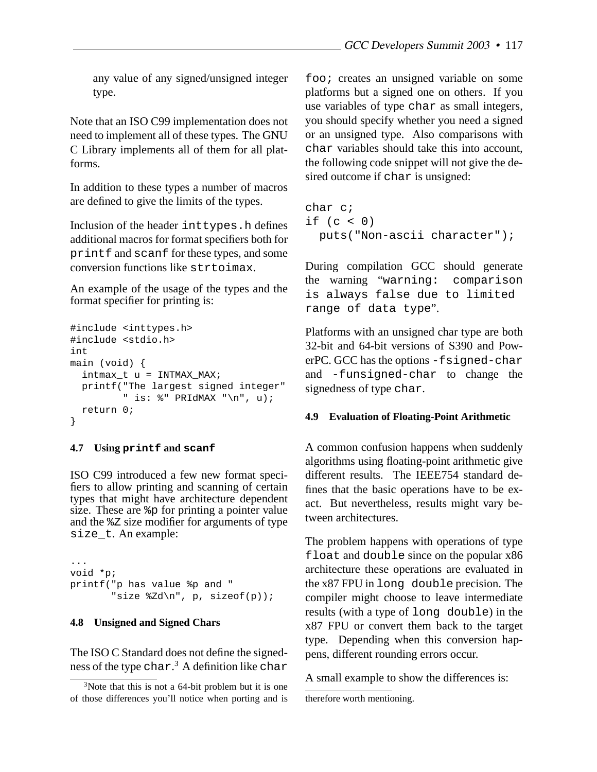any value of any signed/unsigned integer type.

Note that an ISO C99 implementation does not need to implement all of these types. The GNU C Library implements all of them for all platforms.

In addition to these types a number of macros are defined to give the limits of the types.

Inclusion of the header `inttypes.h` defines additional macros for format specifiers both for `printf` and `scanf` for these types, and some conversion functions like `strtoimax`.

An example of the usage of the types and the format specifier for printing is:

```
#include <inttypes.h>
#include <stdio.h>
int
main (void) {
  intmax_t u = INTMAX_MAX;
  printf("The largest signed integer"
         " is: %" PRIdMAX "\n", u);
  return 0;
}
```

### 4.7 Using `printf` and `scanf`

ISO C99 introduced a few new format specifiers to allow printing and scanning of certain types that might have architecture dependent size. These are `%p` for printing a pointer value and the `%Z` size modifier for arguments of type `size_t`. An example:

```
...
void *p;
printf("p has value %p and "
       "size %Zd\n", p, sizeof(p));
```

### 4.8 Unsigned and Signed Chars

The ISO C Standard does not define the signedness of the type `char`.[3] A definition like `char foo;` creates an unsigned variable on some platforms but a signed one on others. If you use variables of type `char` as small integers, you should specify whether you need a signed or an unsigned type. Also comparisons with `char` variables should take this into account, the following code snippet will not give the desired outcome if `char` is unsigned:

```
char c;
if (c < 0)
  puts("Non-ascii character");
```

During compilation GCC should generate the warning "`warning: comparison is always false due to limited range of data type`".

Platforms with an unsigned char type are both 32-bit and 64-bit versions of S390 and PowerPC. GCC has the options `-fsigned-char` and `-funsigned-char` to change the signedness of type `char`.

### 4.9 Evaluation of Floating-Point Arithmetic

A common confusion happens when suddenly algorithms using floating-point arithmetic give different results. The IEEE754 standard defines that the basic operations have to be exact. But nevertheless, results might vary between architectures.

The problem happens with operations of type `float` and `double` since on the popular x86 architecture these operations are evaluated in the x87 FPU in `long double` precision. The compiler might choose to leave intermediate results (with a type of `long double`) in the x87 FPU or convert them back to the target type. Depending when this conversion happens, different rounding errors occur.

A small example to show the differences is:

[3] Note that this is not a 64-bit problem but it is one of those differences you'll notice when porting and is therefore worth mentioning.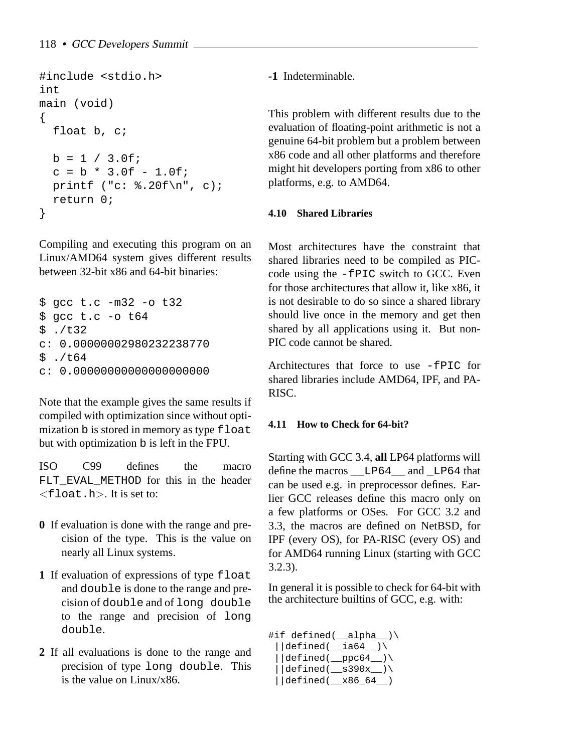```
#include <stdio.h>
int
main (void)
{
  float b, c;

  b = 1 / 3.0f;
  c = b * 3.0f - 1.0f;
  printf ("c: %.20f\n", c);
  return 0;
}
```

Compiling and executing this program on an Linux/AMD64 system gives different results between 32-bit x86 and 64-bit binaries:

```
$ gcc t.c -m32 -o t32
$ gcc t.c -o t64
$ ./t32
c: 0.00000002980232238770
$ ./t64
c: 0.00000000000000000000
```

Note that the example gives the same results if compiled with optimization since without optimization `b` is stored in memory as type `float` but with optimization `b` is left in the FPU.

ISO C99 defines the macro `FLT_EVAL_METHOD` for this in the header <`float.h`>. It is set to:

**0** If evaluation is done with the range and precision of the type. This is the value on nearly all Linux systems.

**1** If evaluation of expressions of type `float` and `double` is done to the range and precision of `double` and of `long double` to the range and precision of `long double`.

**2** If all evaluations is done to the range and precision of type `long double`. This is the value on Linux/x86.

**-1** Indeterminable.

This problem with different results due to the evaluation of floating-point arithmetic is not a genuine 64-bit problem but a problem between x86 code and all other platforms and therefore might hit developers porting from x86 to other platforms, e.g. to AMD64.

### 4.10 Shared Libraries

Most architectures have the constraint that shared libraries need to be compiled as PIC-code using the `-fPIC` switch to GCC. Even for those architectures that allow it, like x86, it is not desirable to do so since a shared library should live once in the memory and get then shared by all applications using it. But non-PIC code cannot be shared.

Architectures that force to use `-fPIC` for shared libraries include AMD64, IPF, and PA-RISC.

### 4.11 How to Check for 64-bit?

Starting with GCC 3.4, **all** LP64 platforms will define the macros `__LP64__` and `_LP64` that can be used e.g. in preprocessor defines. Earlier GCC releases define this macro only on a few platforms or OSes. For GCC 3.2 and 3.3, the macros are defined on NetBSD, for IPF (every OS), for PA-RISC (every OS) and for AMD64 running Linux (starting with GCC 3.2.3).

In general it is possible to check for 64-bit with the architecture builtins of GCC, e.g. with:

```
#if defined(__alpha__)\
 ||defined(__ia64__)\
 ||defined(__ppc64__)\
 ||defined(__s390x__)\
 ||defined(__x86_64__)
```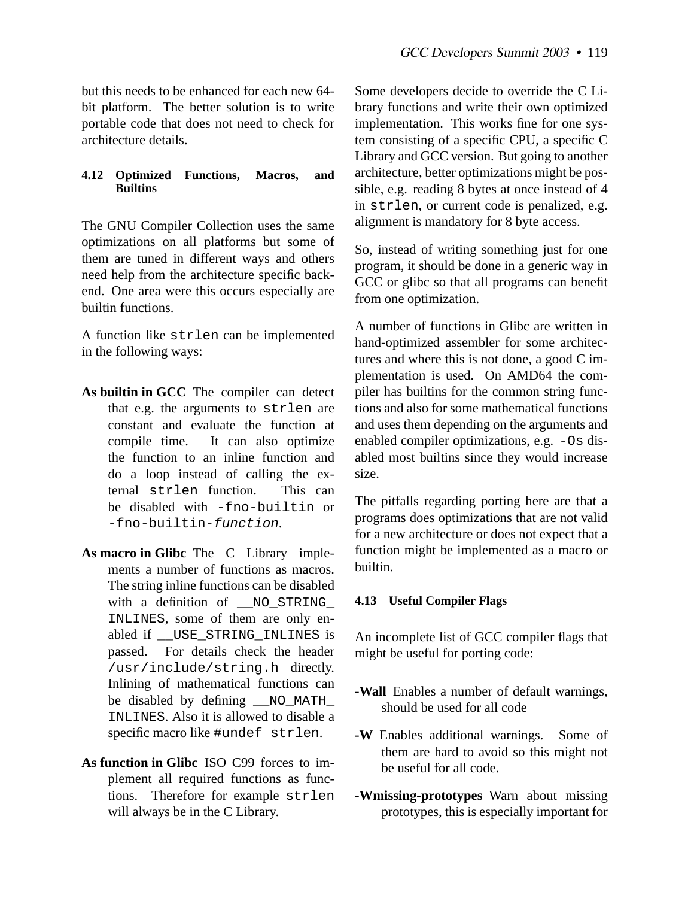but this needs to be enhanced for each new 64-bit platform. The better solution is to write portable code that does not need to check for architecture details.

### 4.12 Optimized Functions, Macros, and Builtins

The GNU Compiler Collection uses the same optimizations on all platforms but some of them are tuned in different ways and others need help from the architecture specific backend. One area were this occurs especially are builtin functions.

A function like `strlen` can be implemented in the following ways:

**As builtin in GCC** The compiler can detect that e.g. the arguments to `strlen` are constant and evaluate the function at compile time. It can also optimize the function to an inline function and do a loop instead of calling the external `strlen` function. This can be disabled with `-fno-builtin` or `-fno-builtin-`*`function`*.

**As macro in Glibc** The C Library implements a number of functions as macros. The string inline functions can be disabled with a definition of `__NO_STRING_INLINES`, some of them are only enabled if `__USE_STRING_INLINES` is passed. For details check the header `/usr/include/string.h` directly. Inlining of mathematical functions can be disabled by defining `__NO_MATH_INLINES`. Also it is allowed to disable a specific macro like `#undef strlen`.

**As function in Glibc** ISO C99 forces to implement all required functions as functions. Therefore for example `strlen` will always be in the C Library.

Some developers decide to override the C Library functions and write their own optimized implementation. This works fine for one system consisting of a specific CPU, a specific C Library and GCC version. But going to another architecture, better optimizations might be possible, e.g. reading 8 bytes at once instead of 4 in `strlen`, or current code is penalized, e.g. alignment is mandatory for 8 byte access.

So, instead of writing something just for one program, it should be done in a generic way in GCC or glibc so that all programs can benefit from one optimization.

A number of functions in Glibc are written in hand-optimized assembler for some architectures and where this is not done, a good C implementation is used. On AMD64 the compiler has builtins for the common string functions and also for some mathematical functions and uses them depending on the arguments and enabled compiler optimizations, e.g. `-Os` disabled most builtins since they would increase size.

The pitfalls regarding porting here are that a programs does optimizations that are not valid for a new architecture or does not expect that a function might be implemented as a macro or builtin.

### 4.13 Useful Compiler Flags

An incomplete list of GCC compiler flags that might be useful for porting code:

**-Wall** Enables a number of default warnings, should be used for all code

**-W** Enables additional warnings. Some of them are hard to avoid so this might not be useful for all code.

**-Wmissing-prototypes** Warn about missing prototypes, this is especially important for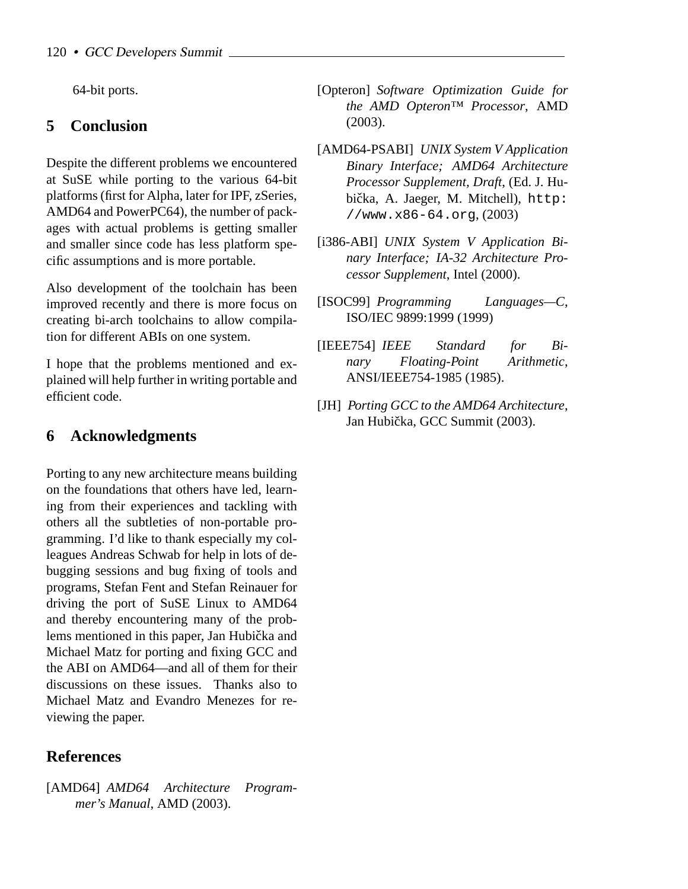64-bit ports.

## 5 Conclusion

Despite the different problems we encountered at SuSE while porting to the various 64-bit platforms (first for Alpha, later for IPF, zSeries, AMD64 and PowerPC64), the number of packages with actual problems is getting smaller and smaller since code has less platform specific assumptions and is more portable.

Also development of the toolchain has been improved recently and there is more focus on creating bi-arch toolchains to allow compilation for different ABIs on one system.

I hope that the problems mentioned and explained will help further in writing portable and efficient code.

## 6 Acknowledgments

Porting to any new architecture means building on the foundations that others have led, learning from their experiences and tackling with others all the subtleties of non-portable programming. I'd like to thank especially my colleagues Andreas Schwab for help in lots of debugging sessions and bug fixing of tools and programs, Stefan Fent and Stefan Reinauer for driving the port of SuSE Linux to AMD64 and thereby encountering many of the problems mentioned in this paper, Jan Hubička and Michael Matz for porting and fixing GCC and the ABI on AMD64—and all of them for their discussions on these issues. Thanks also to Michael Matz and Evandro Menezes for reviewing the paper.

## References

[AMD64] *AMD64 Architecture Programmer's Manual*, AMD (2003).

[Opteron] *Software Optimization Guide for the AMD Opteron™ Processor*, AMD (2003).

[AMD64-PSABI] *UNIX System V Application Binary Interface; AMD64 Architecture Processor Supplement, Draft*, (Ed. J. Hubička, A. Jaeger, M. Mitchell), `http://www.x86-64.org`, (2003)

[i386-ABI] *UNIX System V Application Binary Interface; IA-32 Architecture Processor Supplement*, Intel (2000).

[ISOC99] *Programming Languages—C*, ISO/IEC 9899:1999 (1999)

[IEEE754] *IEEE Standard for Binary Floating-Point Arithmetic*, ANSI/IEEE754-1985 (1985).

[JH] *Porting GCC to the AMD64 Architecture*, Jan Hubička, GCC Summit (2003).